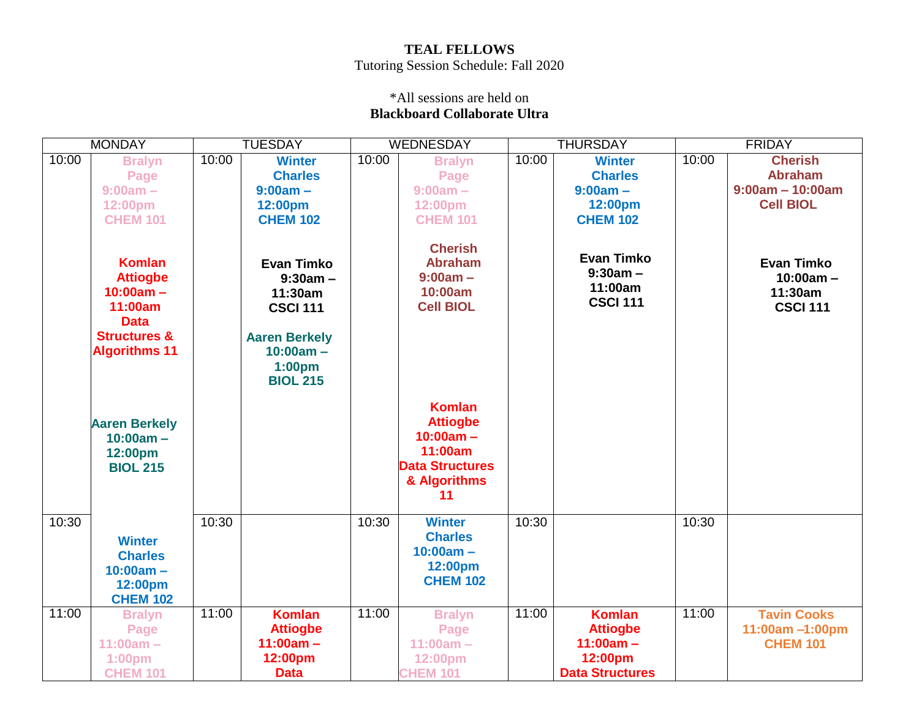**TEAL FELLOWS**
Tutoring Session Schedule: Fall 2020

*All sessions are held on
**Blackboard Collaborate Ultra**

| MONDAY | | TUESDAY | | WEDNESDAY | | THURSDAY | | FRIDAY | |
|---|---|---|---|---|---|---|---|---|---|
| 10:00 | **Bralyn Page 9:00am – 12:00pm CHEM 101**<br><br>**Komlan Attiogbe 10:00am – 11:00am Data Structures & Algorithms 11**<br><br>**Aaren Berkely 10:00am – 12:00pm BIOL 215** | 10:00 | **Winter Charles 9:00am – 12:00pm CHEM 102**<br><br>**Evan Timko 9:30am – 11:30am CSCI 111**<br><br>**Aaren Berkely 10:00am – 1:00pm BIOL 215** | 10:00 | **Bralyn Page 9:00am – 12:00pm CHEM 101**<br><br>**Cherish Abraham 9:00am – 10:00am Cell BIOL**<br><br>**Komlan Attiogbe 10:00am – 11:00am Data Structures & Algorithms 11** | 10:00 | **Winter Charles 9:00am – 12:00pm CHEM 102**<br><br>**Evan Timko 9:30am – 11:00am CSCI 111** | 10:00 | **Cherish Abraham 9:00am – 10:00am Cell BIOL**<br><br>**Evan Timko 10:00am – 11:30am CSCI 111** |
| 10:30 | **Winter Charles 10:00am – 12:00pm CHEM 102** | 10:30 | | 10:30 | **Winter Charles 10:00am – 12:00pm CHEM 102** | 10:30 | | 10:30 | |
| 11:00 | **Bralyn Page 11:00am – 1:00pm CHEM 101** | 11:00 | **Komlan Attiogbe 11:00am – 12:00pm Data** | 11:00 | **Bralyn Page 11:00am – 12:00pm CHEM 101** | 11:00 | **Komlan Attiogbe 11:00am – 12:00pm Data Structures** | 11:00 | **Tavin Cooks 11:00am –1:00pm CHEM 101** |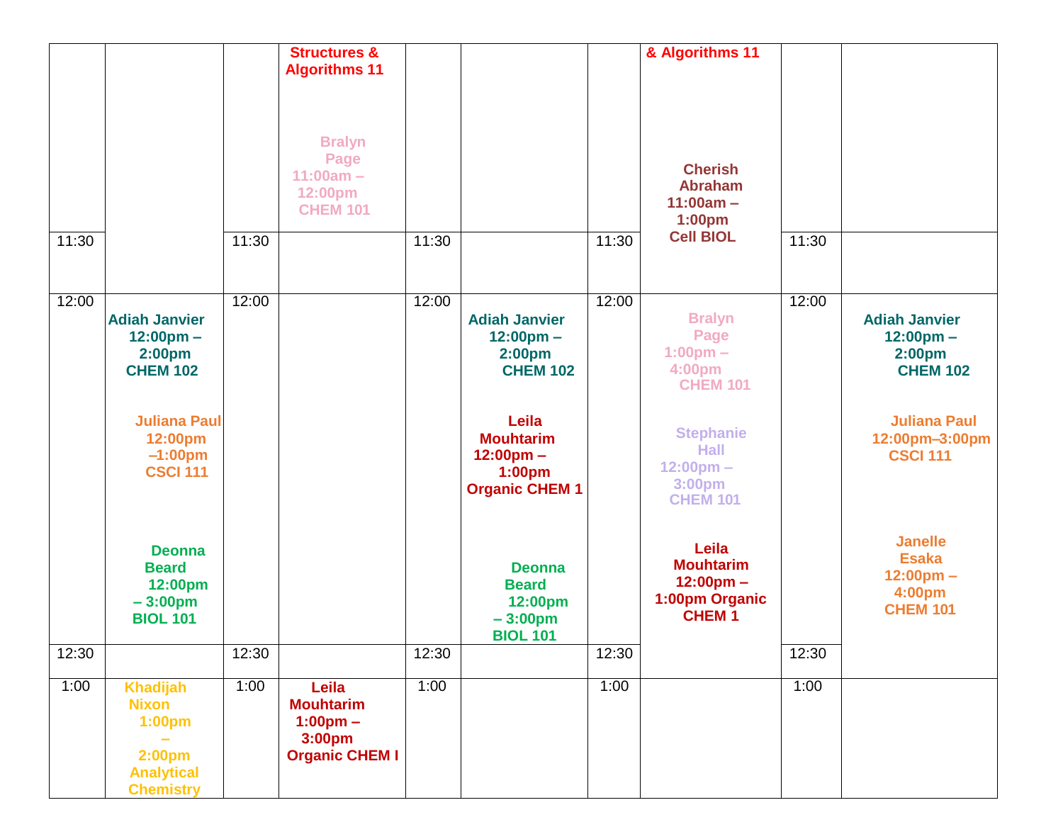|  |  |  |  |  |  |  |  |  |  |
|---|---|---|---|---|---|---|---|---|---|
|  |  |  | Structures & Algorithms 11<br><br>Bralyn Page 11:00am – 12:00pm CHEM 101 |  |  |  | & Algorithms 11<br><br>Cherish Abraham 11:00am – 1:00pm Cell BIOL |  |  |
| 11:30 |  | 11:30 |  | 11:30 |  | 11:30 |  | 11:30 |  |
| 12:00 | Adiah Janvier 12:00pm – 2:00pm CHEM 102<br><br>Juliana Paul 12:00pm –1:00pm CSCI 111<br><br>Deonna Beard 12:00pm – 3:00pm BIOL 101 | 12:00 |  | 12:00 | Adiah Janvier 12:00pm – 2:00pm CHEM 102<br><br>Leila Mouhtarim 12:00pm – 1:00pm Organic CHEM 1<br><br>Deonna Beard 12:00pm – 3:00pm BIOL 101 | 12:00 | Bralyn Page 1:00pm – 4:00pm CHEM 101<br><br>Stephanie Hall 12:00pm – 3:00pm CHEM 101<br><br>Leila Mouhtarim 12:00pm – 1:00pm Organic CHEM 1 | 12:00 | Adiah Janvier 12:00pm – 2:00pm CHEM 102<br><br>Juliana Paul 12:00pm–3:00pm CSCI 111<br><br>Janelle Esaka 12:00pm – 4:00pm CHEM 101 |
| 12:30 |  | 12:30 |  | 12:30 |  | 12:30 |  | 12:30 |  |
| 1:00 | Khadijah Nixon 1:00pm – 2:00pm Analytical Chemistry | 1:00 | Leila Mouhtarim 1:00pm – 3:00pm Organic CHEM I | 1:00 |  | 1:00 |  | 1:00 |  |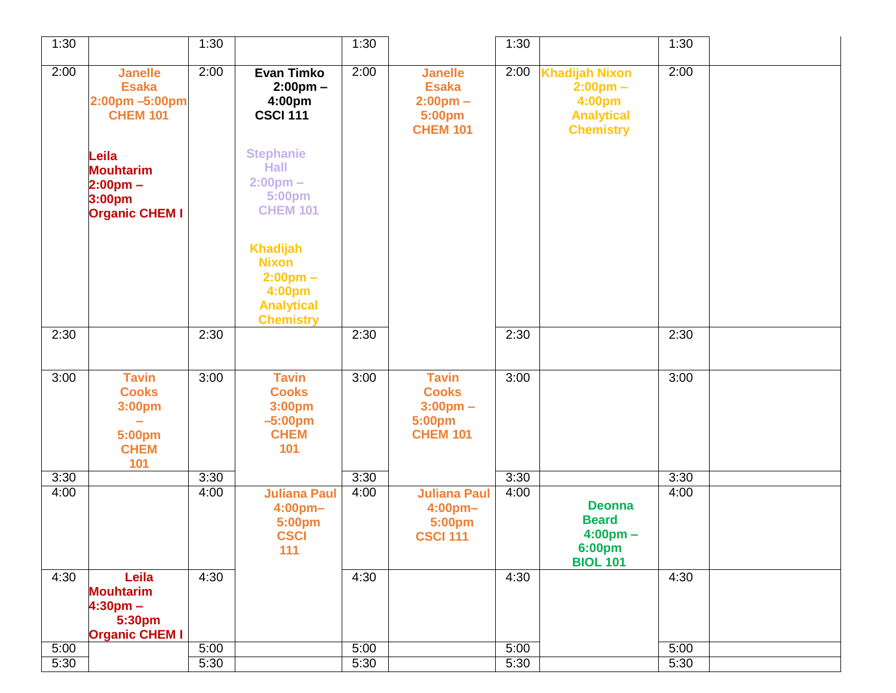| 1:30 | | 1:30 | | 1:30 | | 1:30 | | 1:30 | |
|---|---|---|---|---|---|---|---|---|---|
| 2:00 | **Janelle Esaka 2:00pm –5:00pm CHEM 101**<br><br>**Leila Mouhtarim 2:00pm – 3:00pm Organic CHEM I** | 2:00 | **Evan Timko 2:00pm – 4:00pm CSCI 111**<br><br>**Stephanie Hall 2:00pm – 5:00pm CHEM 101**<br><br>**Khadijah Nixon 2:00pm – 4:00pm Analytical Chemistry** | 2:00 | **Janelle Esaka 2:00pm – 5:00pm CHEM 101** | 2:00 | **Khadijah Nixon 2:00pm – 4:00pm Analytical Chemistry** | 2:00 | |
| 2:30 | | 2:30 | | 2:30 | | 2:30 | | 2:30 | |
| 3:00 | **Tavin Cooks 3:00pm – 5:00pm CHEM 101** | 3:00 | **Tavin Cooks 3:00pm –5:00pm CHEM 101** | 3:00 | **Tavin Cooks 3:00pm – 5:00pm CHEM 101** | 3:00 | | 3:00 | |
| 3:30 | | 3:30 | | 3:30 | | 3:30 | | 3:30 | |
| 4:00 | | 4:00 | **Juliana Paul 4:00pm– 5:00pm CSCI 111** | 4:00 | **Juliana Paul 4:00pm– 5:00pm CSCI 111** | 4:00 | **Deonna Beard 4:00pm – 6:00pm BIOL 101** | 4:00 | |
| 4:30 | **Leila Mouhtarim 4:30pm – 5:30pm Organic CHEM I** | 4:30 | | 4:30 | | 4:30 | | 4:30 | |
| 5:00 | | 5:00 | | 5:00 | | 5:00 | | 5:00 | |
| 5:30 | | 5:30 | | 5:30 | | 5:30 | | 5:30 | |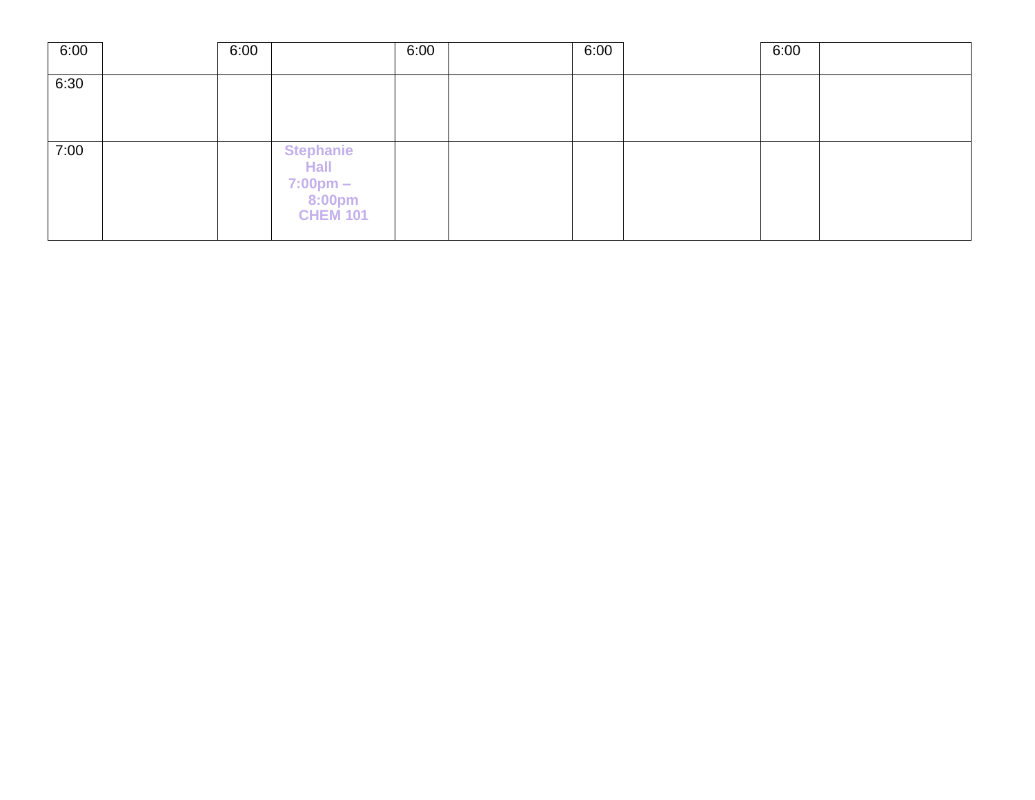| | | | | | | | | | |
|---|---|---|---|---|---|---|---|---|---|
| 6:00 | | 6:00 | | 6:00 | | 6:00 | | 6:00 | |
| 6:30 | | | | | | | | | |
| 7:00 | | | **Stephanie Hall 7:00pm – 8:00pm CHEM 101** | | | | | | |